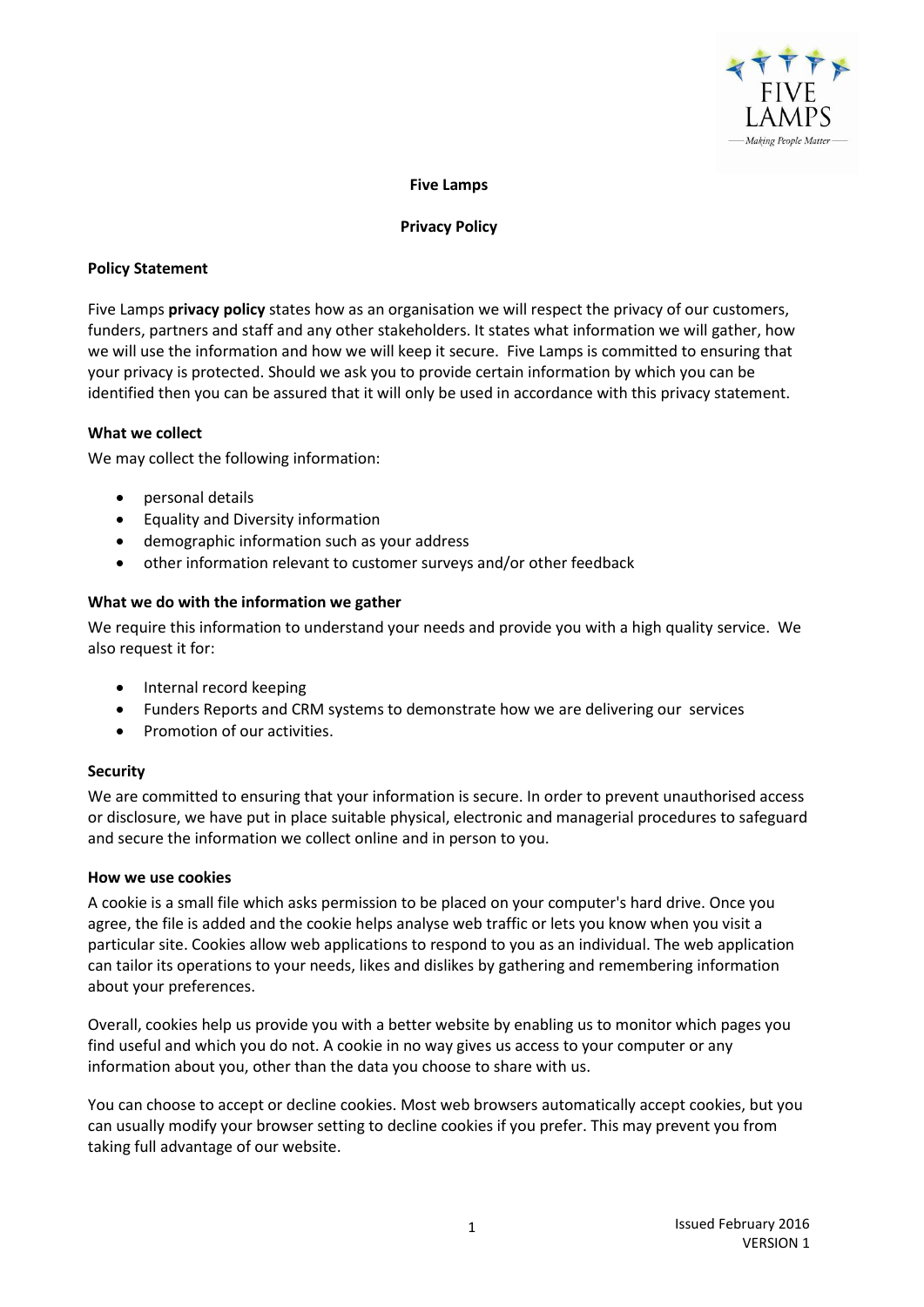# Five Lamps

## Privacy Policy

### Policy Statement

Five Lamps **privacy policy** states how as an organisation we will respect the privacy of our customers, funders, partners and staff and any other stakeholders. It states what information we will gather, how we will use the information and how we will keep it secure. Five Lamps is committed to ensuring that your privacy is protected. Should we ask you to provide certain information by which you can be identified then you can be assured that it will only be used in accordance with this privacy statement.

### What we collect

We may collect the following information:

- personal details
- Equality and Diversity information
- demographic information such as your address
- other information relevant to customer surveys and/or other feedback

### What we do with the information we gather

We require this information to understand your needs and provide you with a high quality service. We also request it for:

- Internal record keeping
- Funders Reports and CRM systems to demonstrate how we are delivering our services
- Promotion of our activities.

### Security

We are committed to ensuring that your information is secure. In order to prevent unauthorised access or disclosure, we have put in place suitable physical, electronic and managerial procedures to safeguard and secure the information we collect online and in person to you.

### How we use cookies

A cookie is a small file which asks permission to be placed on your computer's hard drive. Once you agree, the file is added and the cookie helps analyse web traffic or lets you know when you visit a particular site. Cookies allow web applications to respond to you as an individual. The web application can tailor its operations to your needs, likes and dislikes by gathering and remembering information about your preferences.

Overall, cookies help us provide you with a better website by enabling us to monitor which pages you find useful and which you do not. A cookie in no way gives us access to your computer or any information about you, other than the data you choose to share with us.

You can choose to accept or decline cookies. Most web browsers automatically accept cookies, but you can usually modify your browser setting to decline cookies if you prefer. This may prevent you from taking full advantage of our website.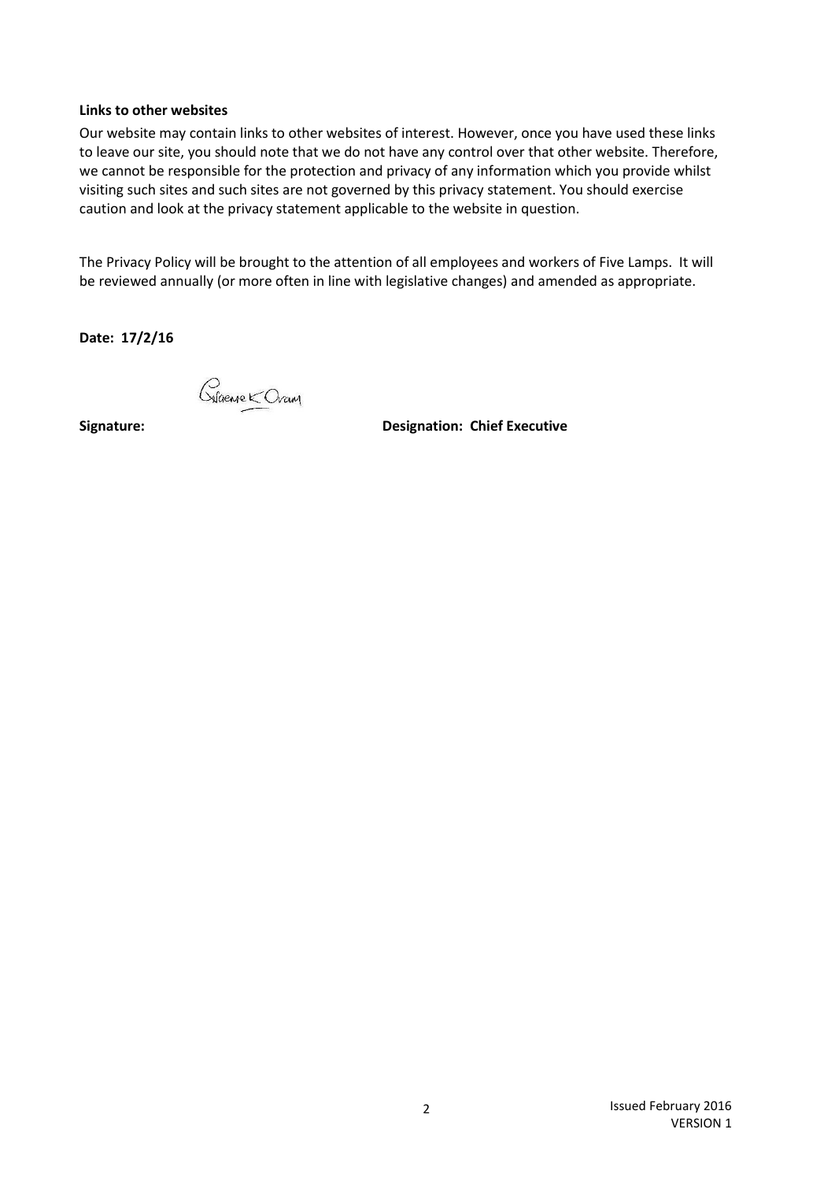**Links to other websites**

Our website may contain links to other websites of interest. However, once you have used these links to leave our site, you should note that we do not have any control over that other website. Therefore, we cannot be responsible for the protection and privacy of any information which you provide whilst visiting such sites and such sites are not governed by this privacy statement. You should exercise caution and look at the privacy statement applicable to the website in question.

The Privacy Policy will be brought to the attention of all employees and workers of Five Lamps. It will be reviewed annually (or more often in line with legislative changes) and amended as appropriate.

**Date: 17/2/16**

**Signature:** **Designation: Chief Executive**